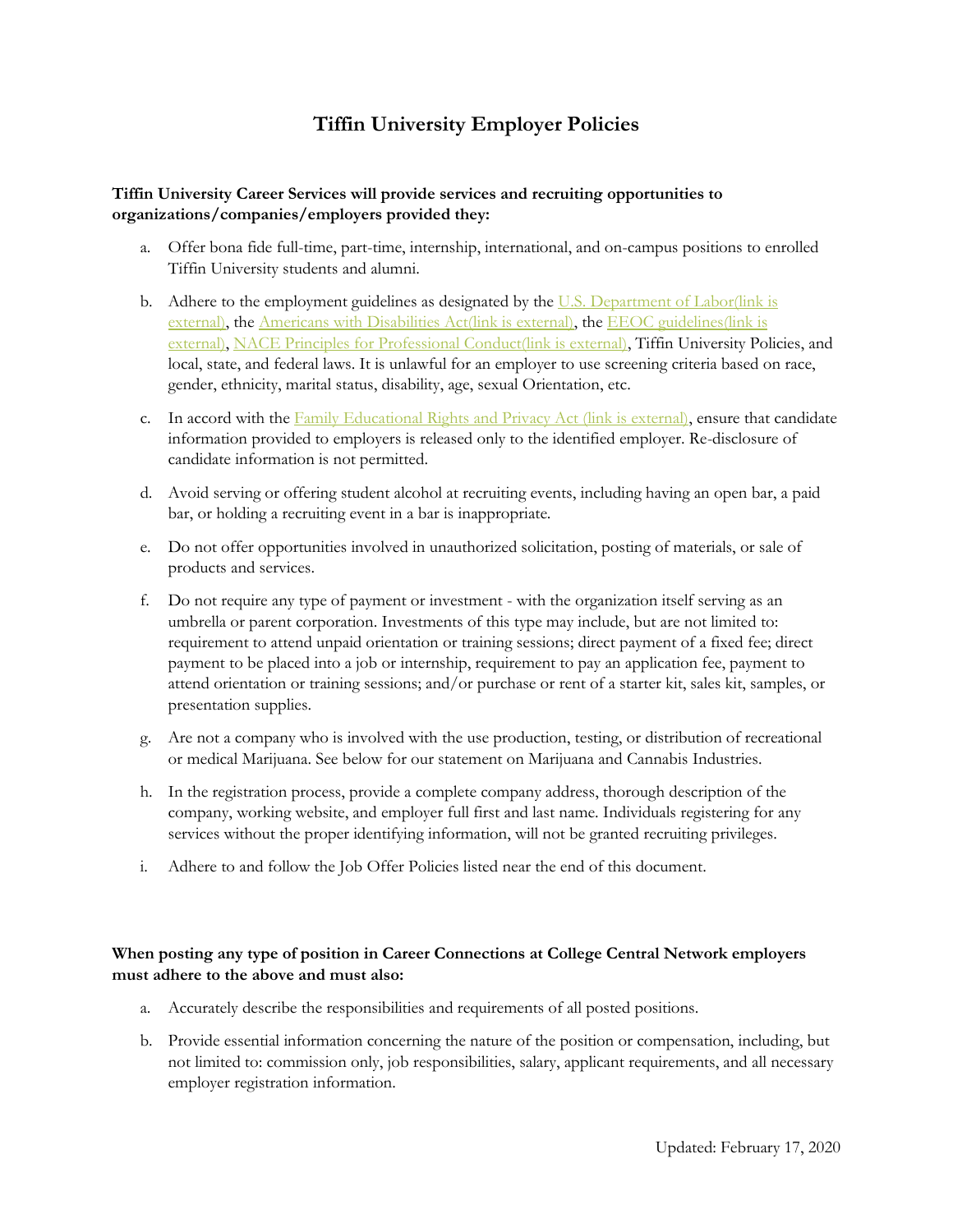# Tiffin University Employer Policies

**Tiffin University Career Services will provide services and recruiting opportunities to organizations/companies/employers provided they:**

a. Offer bona fide full-time, part-time, internship, international, and on-campus positions to enrolled Tiffin University students and alumni.

b. Adhere to the employment guidelines as designated by the U.S. Department of Labor(link is external), the Americans with Disabilities Act(link is external), the EEOC guidelines(link is external), NACE Principles for Professional Conduct(link is external), Tiffin University Policies, and local, state, and federal laws. It is unlawful for an employer to use screening criteria based on race, gender, ethnicity, marital status, disability, age, sexual Orientation, etc.

c. In accord with the Family Educational Rights and Privacy Act (link is external), ensure that candidate information provided to employers is released only to the identified employer. Re-disclosure of candidate information is not permitted.

d. Avoid serving or offering student alcohol at recruiting events, including having an open bar, a paid bar, or holding a recruiting event in a bar is inappropriate.

e. Do not offer opportunities involved in unauthorized solicitation, posting of materials, or sale of products and services.

f. Do not require any type of payment or investment - with the organization itself serving as an umbrella or parent corporation. Investments of this type may include, but are not limited to: requirement to attend unpaid orientation or training sessions; direct payment of a fixed fee; direct payment to be placed into a job or internship, requirement to pay an application fee, payment to attend orientation or training sessions; and/or purchase or rent of a starter kit, sales kit, samples, or presentation supplies.

g. Are not a company who is involved with the use production, testing, or distribution of recreational or medical Marijuana. See below for our statement on Marijuana and Cannabis Industries.

h. In the registration process, provide a complete company address, thorough description of the company, working website, and employer full first and last name. Individuals registering for any services without the proper identifying information, will not be granted recruiting privileges.

i. Adhere to and follow the Job Offer Policies listed near the end of this document.

**When posting any type of position in Career Connections at College Central Network employers must adhere to the above and must also:**

a. Accurately describe the responsibilities and requirements of all posted positions.

b. Provide essential information concerning the nature of the position or compensation, including, but not limited to: commission only, job responsibilities, salary, applicant requirements, and all necessary employer registration information.

Updated: February 17, 2020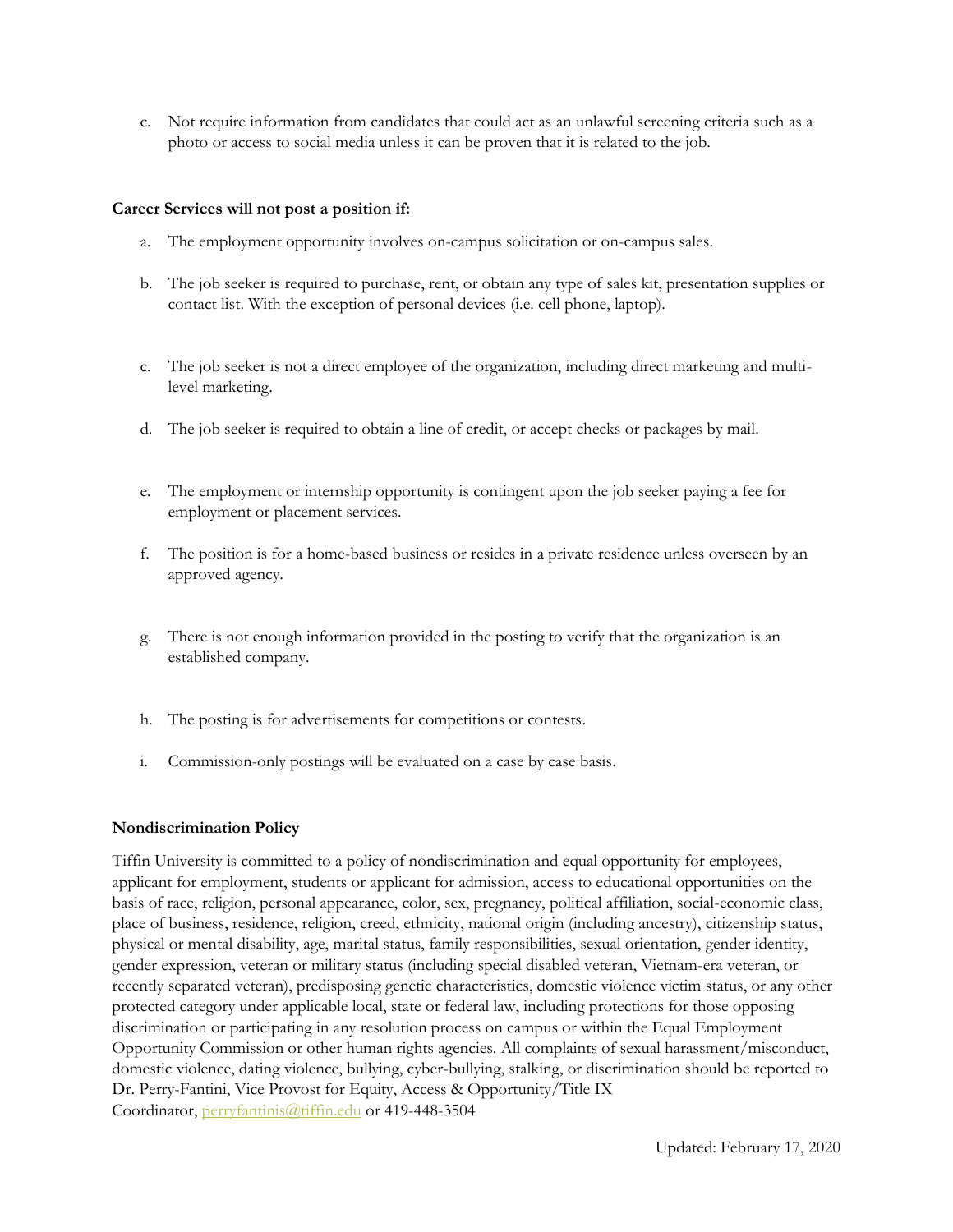c. Not require information from candidates that could act as an unlawful screening criteria such as a photo or access to social media unless it can be proven that it is related to the job.

**Career Services will not post a position if:**

a. The employment opportunity involves on-campus solicitation or on-campus sales.

b. The job seeker is required to purchase, rent, or obtain any type of sales kit, presentation supplies or contact list. With the exception of personal devices (i.e. cell phone, laptop).

c. The job seeker is not a direct employee of the organization, including direct marketing and multi-level marketing.

d. The job seeker is required to obtain a line of credit, or accept checks or packages by mail.

e. The employment or internship opportunity is contingent upon the job seeker paying a fee for employment or placement services.

f. The position is for a home-based business or resides in a private residence unless overseen by an approved agency.

g. There is not enough information provided in the posting to verify that the organization is an established company.

h. The posting is for advertisements for competitions or contests.

i. Commission-only postings will be evaluated on a case by case basis.

**Nondiscrimination Policy**

Tiffin University is committed to a policy of nondiscrimination and equal opportunity for employees, applicant for employment, students or applicant for admission, access to educational opportunities on the basis of race, religion, personal appearance, color, sex, pregnancy, political affiliation, social-economic class, place of business, residence, religion, creed, ethnicity, national origin (including ancestry), citizenship status, physical or mental disability, age, marital status, family responsibilities, sexual orientation, gender identity, gender expression, veteran or military status (including special disabled veteran, Vietnam-era veteran, or recently separated veteran), predisposing genetic characteristics, domestic violence victim status, or any other protected category under applicable local, state or federal law, including protections for those opposing discrimination or participating in any resolution process on campus or within the Equal Employment Opportunity Commission or other human rights agencies. All complaints of sexual harassment/misconduct, domestic violence, dating violence, bullying, cyber-bullying, stalking, or discrimination should be reported to Dr. Perry-Fantini, Vice Provost for Equity, Access & Opportunity/Title IX Coordinator, perryfantinis@tiffin.edu or 419-448-3504

Updated: February 17, 2020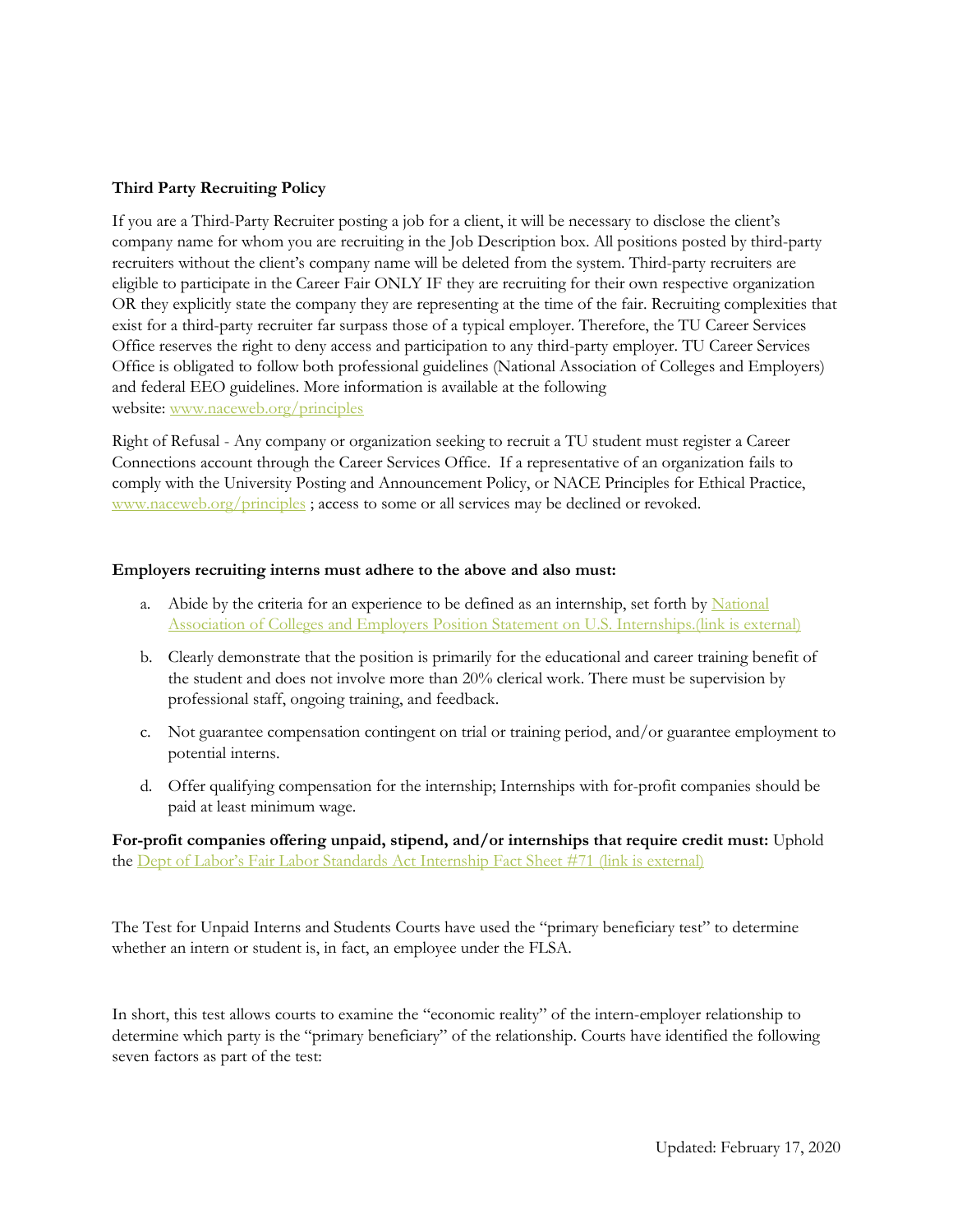**Third Party Recruiting Policy**

If you are a Third-Party Recruiter posting a job for a client, it will be necessary to disclose the client's company name for whom you are recruiting in the Job Description box. All positions posted by third-party recruiters without the client's company name will be deleted from the system. Third-party recruiters are eligible to participate in the Career Fair ONLY IF they are recruiting for their own respective organization OR they explicitly state the company they are representing at the time of the fair. Recruiting complexities that exist for a third-party recruiter far surpass those of a typical employer. Therefore, the TU Career Services Office reserves the right to deny access and participation to any third-party employer. TU Career Services Office is obligated to follow both professional guidelines (National Association of Colleges and Employers) and federal EEO guidelines. More information is available at the following website: [www.naceweb.org/principles](www.naceweb.org/principles)

Right of Refusal - Any company or organization seeking to recruit a TU student must register a Career Connections account through the Career Services Office. If a representative of an organization fails to comply with the University Posting and Announcement Policy, or NACE Principles for Ethical Practice, [www.naceweb.org/principles](www.naceweb.org/principles) ; access to some or all services may be declined or revoked.

**Employers recruiting interns must adhere to the above and also must:**

a. Abide by the criteria for an experience to be defined as an internship, set forth by National Association of Colleges and Employers Position Statement on U.S. Internships.(link is external)

b. Clearly demonstrate that the position is primarily for the educational and career training benefit of the student and does not involve more than 20% clerical work. There must be supervision by professional staff, ongoing training, and feedback.

c. Not guarantee compensation contingent on trial or training period, and/or guarantee employment to potential interns.

d. Offer qualifying compensation for the internship; Internships with for-profit companies should be paid at least minimum wage.

**For-profit companies offering unpaid, stipend, and/or internships that require credit must:** Uphold the Dept of Labor's Fair Labor Standards Act Internship Fact Sheet #71 (link is external)

The Test for Unpaid Interns and Students Courts have used the "primary beneficiary test" to determine whether an intern or student is, in fact, an employee under the FLSA.

In short, this test allows courts to examine the "economic reality" of the intern-employer relationship to determine which party is the "primary beneficiary" of the relationship. Courts have identified the following seven factors as part of the test: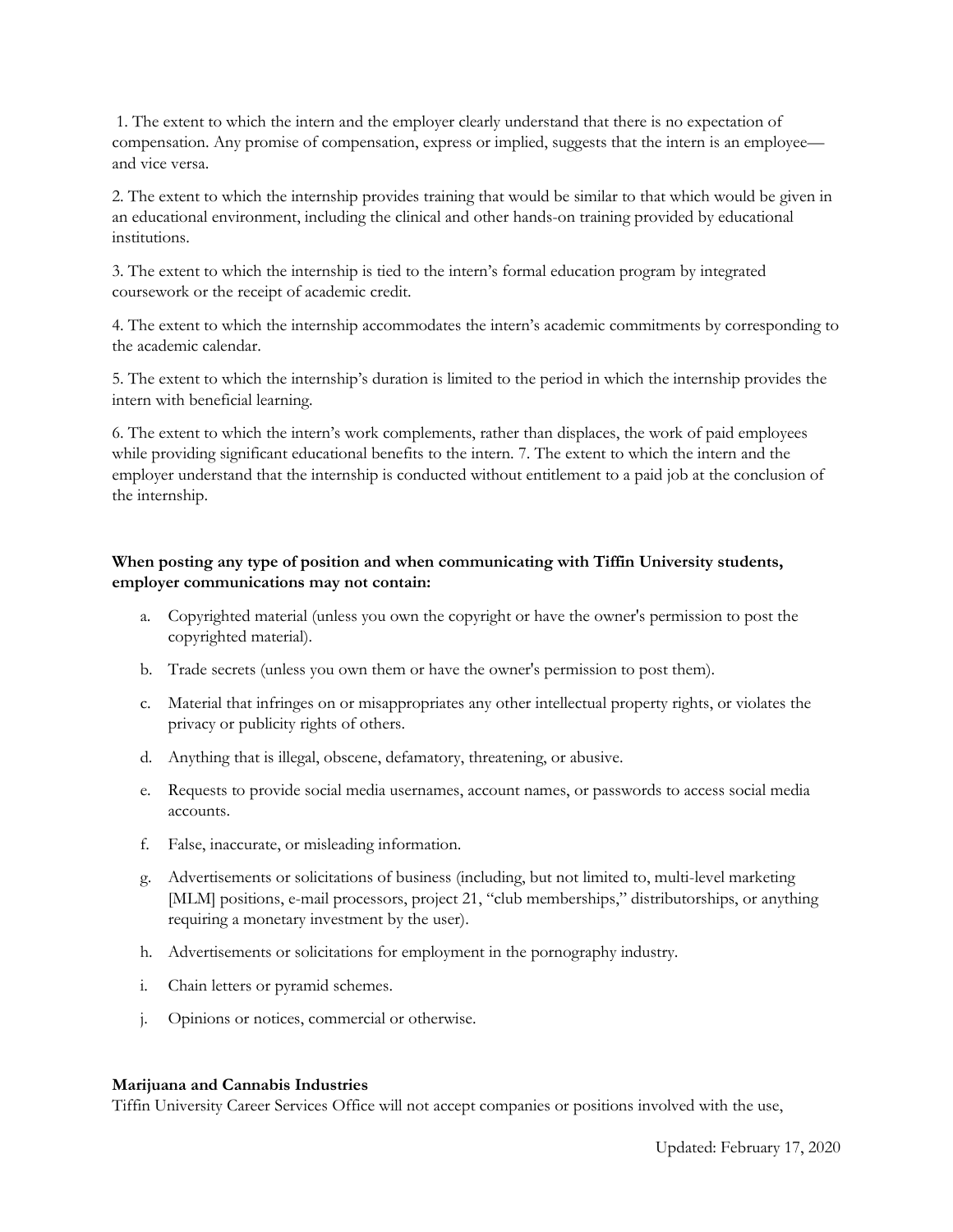1. The extent to which the intern and the employer clearly understand that there is no expectation of compensation. Any promise of compensation, express or implied, suggests that the intern is an employee—and vice versa.

2. The extent to which the internship provides training that would be similar to that which would be given in an educational environment, including the clinical and other hands-on training provided by educational institutions.

3. The extent to which the internship is tied to the intern's formal education program by integrated coursework or the receipt of academic credit.

4. The extent to which the internship accommodates the intern's academic commitments by corresponding to the academic calendar.

5. The extent to which the internship's duration is limited to the period in which the internship provides the intern with beneficial learning.

6. The extent to which the intern's work complements, rather than displaces, the work of paid employees while providing significant educational benefits to the intern. 7. The extent to which the intern and the employer understand that the internship is conducted without entitlement to a paid job at the conclusion of the internship.

**When posting any type of position and when communicating with Tiffin University students, employer communications may not contain:**

a. Copyrighted material (unless you own the copyright or have the owner's permission to post the copyrighted material).
b. Trade secrets (unless you own them or have the owner's permission to post them).
c. Material that infringes on or misappropriates any other intellectual property rights, or violates the privacy or publicity rights of others.
d. Anything that is illegal, obscene, defamatory, threatening, or abusive.
e. Requests to provide social media usernames, account names, or passwords to access social media accounts.
f. False, inaccurate, or misleading information.
g. Advertisements or solicitations of business (including, but not limited to, multi-level marketing [MLM] positions, e-mail processors, project 21, "club memberships," distributorships, or anything requiring a monetary investment by the user).
h. Advertisements or solicitations for employment in the pornography industry.
i. Chain letters or pyramid schemes.
j. Opinions or notices, commercial or otherwise.

**Marijuana and Cannabis Industries**

Tiffin University Career Services Office will not accept companies or positions involved with the use,

Updated: February 17, 2020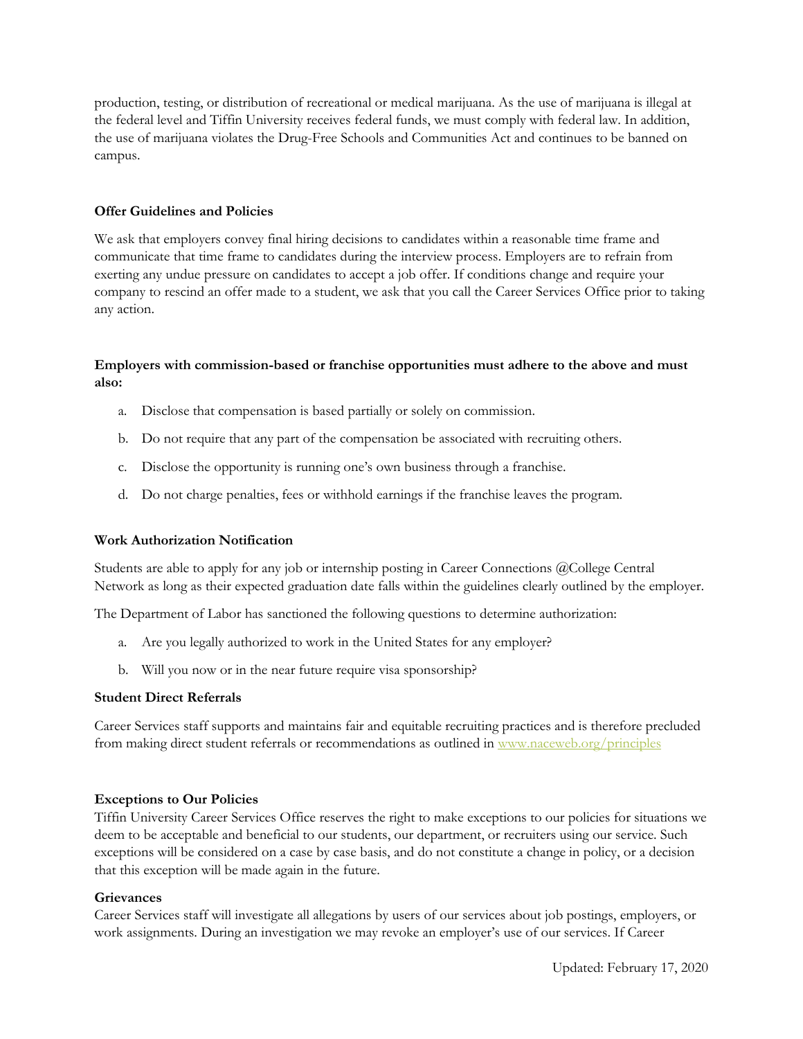production, testing, or distribution of recreational or medical marijuana. As the use of marijuana is illegal at the federal level and Tiffin University receives federal funds, we must comply with federal law. In addition, the use of marijuana violates the Drug-Free Schools and Communities Act and continues to be banned on campus.

**Offer Guidelines and Policies**

We ask that employers convey final hiring decisions to candidates within a reasonable time frame and communicate that time frame to candidates during the interview process. Employers are to refrain from exerting any undue pressure on candidates to accept a job offer. If conditions change and require your company to rescind an offer made to a student, we ask that you call the Career Services Office prior to taking any action.

**Employers with commission-based or franchise opportunities must adhere to the above and must also:**

a. Disclose that compensation is based partially or solely on commission.

b. Do not require that any part of the compensation be associated with recruiting others.

c. Disclose the opportunity is running one's own business through a franchise.

d. Do not charge penalties, fees or withhold earnings if the franchise leaves the program.

**Work Authorization Notification**

Students are able to apply for any job or internship posting in Career Connections @College Central Network as long as their expected graduation date falls within the guidelines clearly outlined by the employer.

The Department of Labor has sanctioned the following questions to determine authorization:

a. Are you legally authorized to work in the United States for any employer?

b. Will you now or in the near future require visa sponsorship?

**Student Direct Referrals**

Career Services staff supports and maintains fair and equitable recruiting practices and is therefore precluded from making direct student referrals or recommendations as outlined in [www.naceweb.org/principles](http://www.naceweb.org/principles)

**Exceptions to Our Policies**

Tiffin University Career Services Office reserves the right to make exceptions to our policies for situations we deem to be acceptable and beneficial to our students, our department, or recruiters using our service. Such exceptions will be considered on a case by case basis, and do not constitute a change in policy, or a decision that this exception will be made again in the future.

**Grievances**

Career Services staff will investigate all allegations by users of our services about job postings, employers, or work assignments. During an investigation we may revoke an employer's use of our services. If Career

Updated: February 17, 2020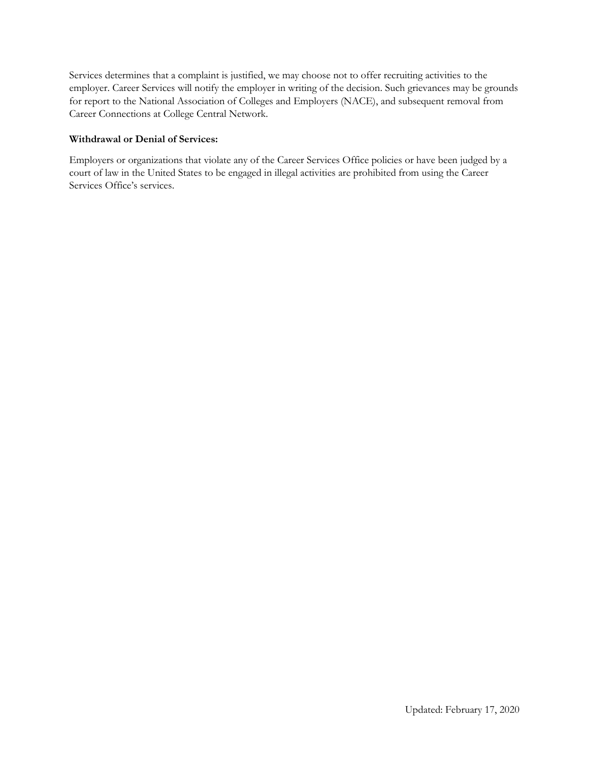Services determines that a complaint is justified, we may choose not to offer recruiting activities to the employer. Career Services will notify the employer in writing of the decision. Such grievances may be grounds for report to the National Association of Colleges and Employers (NACE), and subsequent removal from Career Connections at College Central Network.

**Withdrawal or Denial of Services:**

Employers or organizations that violate any of the Career Services Office policies or have been judged by a court of law in the United States to be engaged in illegal activities are prohibited from using the Career Services Office's services.

Updated: February 17, 2020